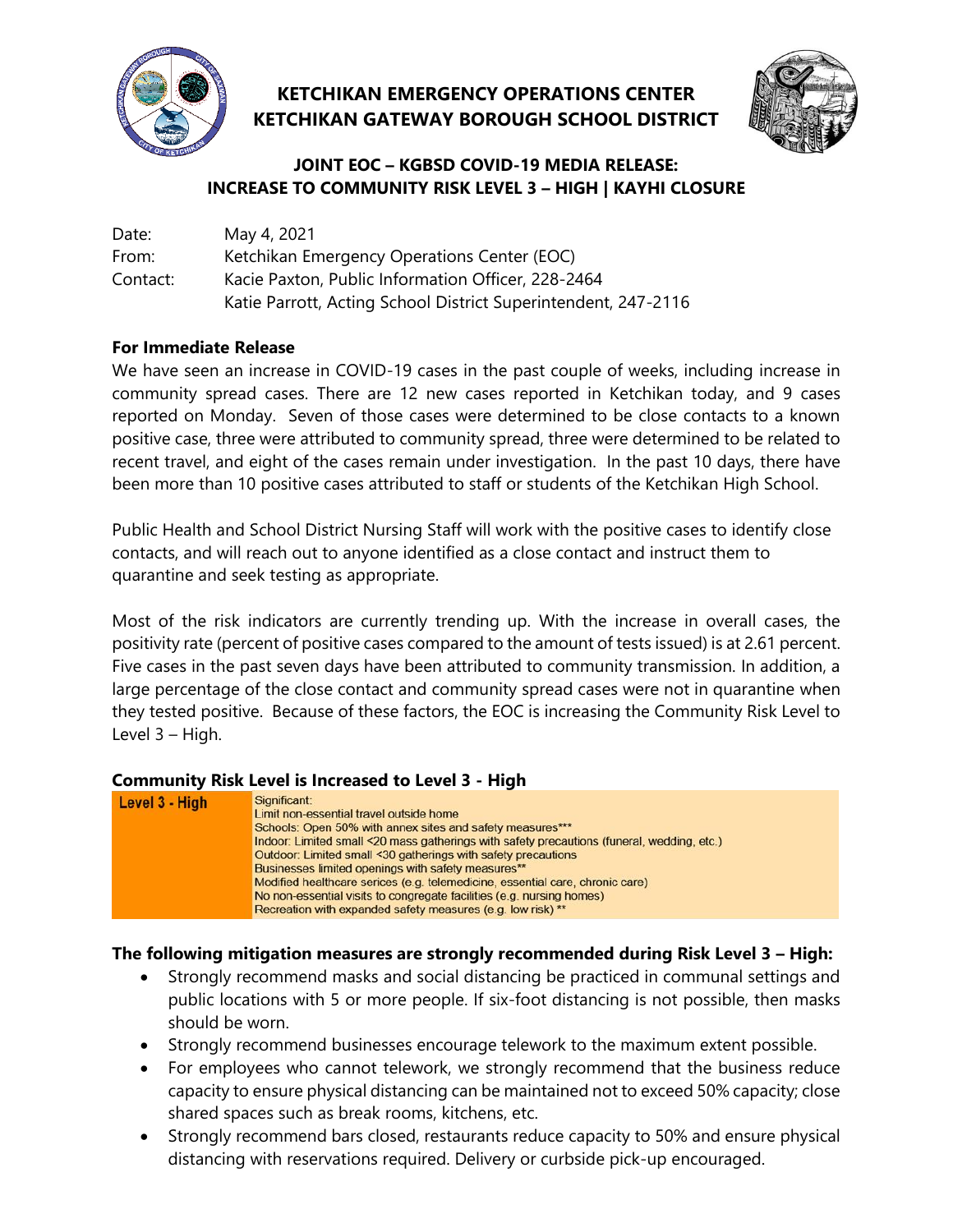# KETCHIKAN EMERGENCY OPERATIONS CENTER
# KETCHIKAN GATEWAY BOROUGH SCHOOL DISTRICT

## JOINT EOC – KGBSD COVID-19 MEDIA RELEASE: INCREASE TO COMMUNITY RISK LEVEL 3 – HIGH | KAYHI CLOSURE

| | |
|---|---|
| Date: | May 4, 2021 |
| From: | Ketchikan Emergency Operations Center (EOC) |
| Contact: | Kacie Paxton, Public Information Officer, 228-2464 |
| | Katie Parrott, Acting School District Superintendent, 247-2116 |

**For Immediate Release**

We have seen an increase in COVID-19 cases in the past couple of weeks, including increase in community spread cases. There are 12 new cases reported in Ketchikan today, and 9 cases reported on Monday. Seven of those cases were determined to be close contacts to a known positive case, three were attributed to community spread, three were determined to be related to recent travel, and eight of the cases remain under investigation. In the past 10 days, there have been more than 10 positive cases attributed to staff or students of the Ketchikan High School.

Public Health and School District Nursing Staff will work with the positive cases to identify close contacts, and will reach out to anyone identified as a close contact and instruct them to quarantine and seek testing as appropriate.

Most of the risk indicators are currently trending up. With the increase in overall cases, the positivity rate (percent of positive cases compared to the amount of tests issued) is at 2.61 percent. Five cases in the past seven days have been attributed to community transmission. In addition, a large percentage of the close contact and community spread cases were not in quarantine when they tested positive. Because of these factors, the EOC is increasing the Community Risk Level to Level 3 – High.

**Community Risk Level is Increased to Level 3 - High**

| Level | Description |
|---|---|
| **Level 3 - High** | Significant:<br>Limit non-essential travel outside home<br>Schools: Open 50% with annex sites and safety measures***<br>Indoor: Limited small <20 mass gatherings with safety precautions (funeral, wedding, etc.)<br>Outdoor: Limited small <30 gatherings with safety precautions<br>Businesses limited openings with safety measures**<br>Modified healthcare serices (e.g. telemedicine, essential care, chronic care)<br>No non-essential visits to congregate facilities (e.g. nursing homes)<br>Recreation with expanded safety measures (e.g. low risk) ** |

**The following mitigation measures are strongly recommended during Risk Level 3 – High:**

- Strongly recommend masks and social distancing be practiced in communal settings and public locations with 5 or more people. If six-foot distancing is not possible, then masks should be worn.
- Strongly recommend businesses encourage telework to the maximum extent possible.
- For employees who cannot telework, we strongly recommend that the business reduce capacity to ensure physical distancing can be maintained not to exceed 50% capacity; close shared spaces such as break rooms, kitchens, etc.
- Strongly recommend bars closed, restaurants reduce capacity to 50% and ensure physical distancing with reservations required. Delivery or curbside pick-up encouraged.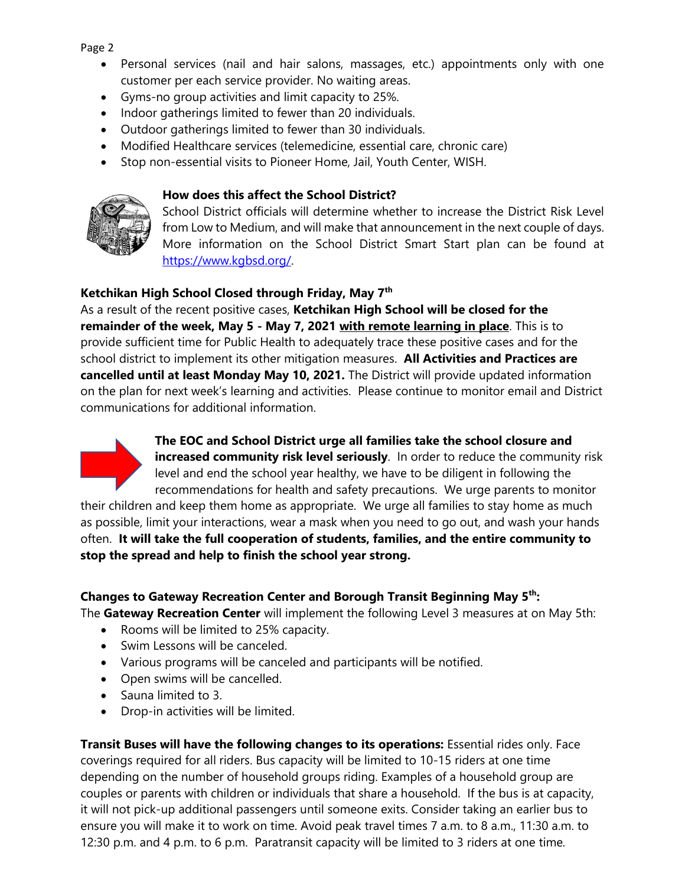- Personal services (nail and hair salons, massages, etc.) appointments only with one customer per each service provider. No waiting areas.
- Gyms-no group activities and limit capacity to 25%.
- Indoor gatherings limited to fewer than 20 individuals.
- Outdoor gatherings limited to fewer than 30 individuals.
- Modified Healthcare services (telemedicine, essential care, chronic care)
- Stop non-essential visits to Pioneer Home, Jail, Youth Center, WISH.

### How does this affect the School District?

School District officials will determine whether to increase the District Risk Level from Low to Medium, and will make that announcement in the next couple of days. More information on the School District Smart Start plan can be found at https://www.kgbsd.org/.

### Ketchikan High School Closed through Friday, May 7th

As a result of the recent positive cases, **Ketchikan High School will be closed for the remainder of the week, May 5 - May 7, 2021 with remote learning in place**. This is to provide sufficient time for Public Health to adequately trace these positive cases and for the school district to implement its other mitigation measures. **All Activities and Practices are cancelled until at least Monday May 10, 2021.** The District will provide updated information on the plan for next week's learning and activities. Please continue to monitor email and District communications for additional information.

**The EOC and School District urge all families take the school closure and increased community risk level seriously**. In order to reduce the community risk level and end the school year healthy, we have to be diligent in following the recommendations for health and safety precautions. We urge parents to monitor their children and keep them home as appropriate. We urge all families to stay home as much as possible, limit your interactions, wear a mask when you need to go out, and wash your hands often. **It will take the full cooperation of students, families, and the entire community to stop the spread and help to finish the school year strong.**

### Changes to Gateway Recreation Center and Borough Transit Beginning May 5th:

The **Gateway Recreation Center** will implement the following Level 3 measures at on May 5th:

- Rooms will be limited to 25% capacity.
- Swim Lessons will be canceled.
- Various programs will be canceled and participants will be notified.
- Open swims will be cancelled.
- Sauna limited to 3.
- Drop-in activities will be limited.

**Transit Buses will have the following changes to its operations:** Essential rides only. Face coverings required for all riders. Bus capacity will be limited to 10-15 riders at one time depending on the number of household groups riding. Examples of a household group are couples or parents with children or individuals that share a household. If the bus is at capacity, it will not pick-up additional passengers until someone exits. Consider taking an earlier bus to ensure you will make it to work on time. Avoid peak travel times 7 a.m. to 8 a.m., 11:30 a.m. to 12:30 p.m. and 4 p.m. to 6 p.m. Paratransit capacity will be limited to 3 riders at one time.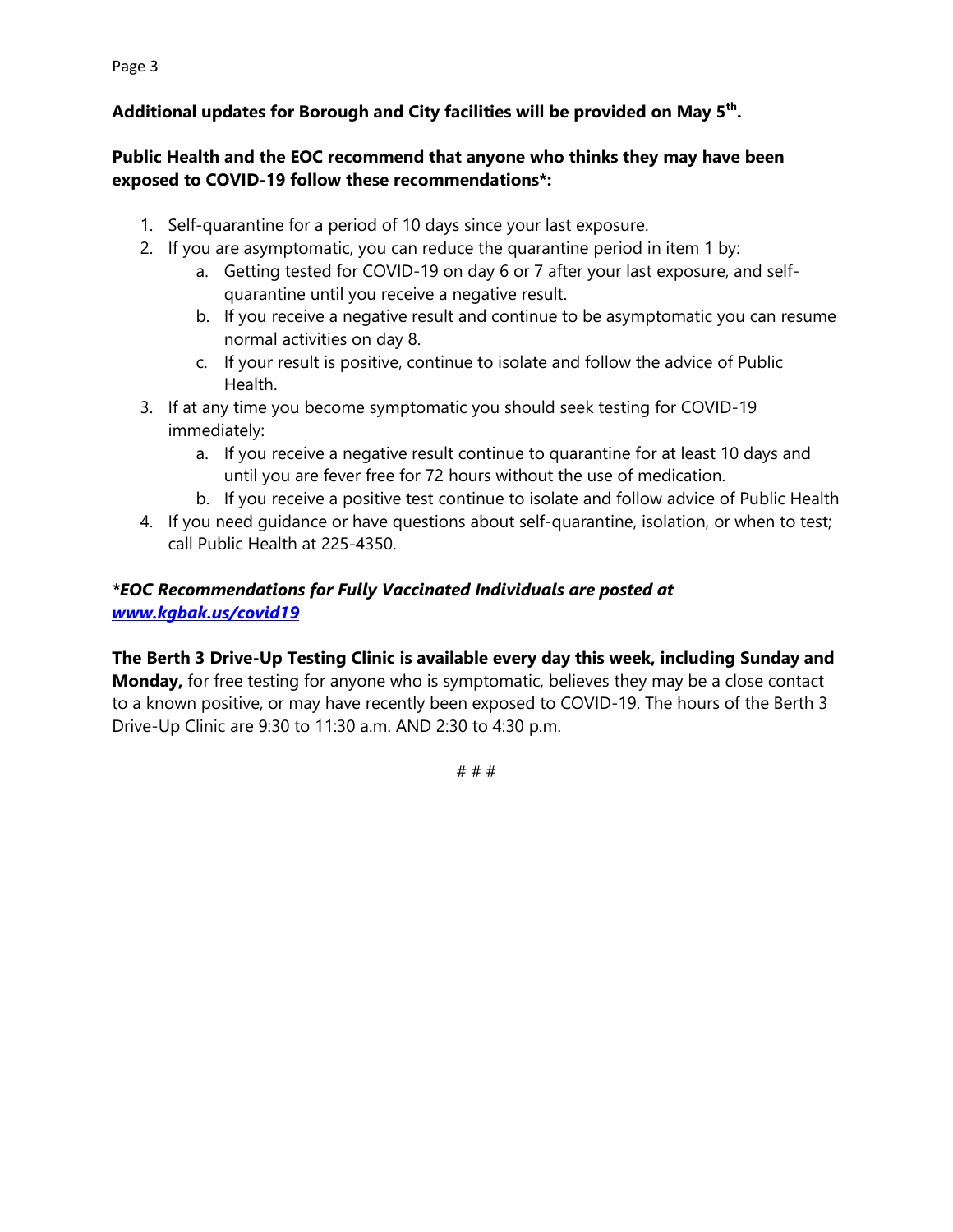**Additional updates for Borough and City facilities will be provided on May 5th.**

**Public Health and the EOC recommend that anyone who thinks they may have been exposed to COVID-19 follow these recommendations*:**

1. Self-quarantine for a period of 10 days since your last exposure.
2. If you are asymptomatic, you can reduce the quarantine period in item 1 by:
    a. Getting tested for COVID-19 on day 6 or 7 after your last exposure, and self-quarantine until you receive a negative result.
    b. If you receive a negative result and continue to be asymptomatic you can resume normal activities on day 8.
    c. If your result is positive, continue to isolate and follow the advice of Public Health.
3. If at any time you become symptomatic you should seek testing for COVID-19 immediately:
    a. If you receive a negative result continue to quarantine for at least 10 days and until you are fever free for 72 hours without the use of medication.
    b. If you receive a positive test continue to isolate and follow advice of Public Health
4. If you need guidance or have questions about self-quarantine, isolation, or when to test; call Public Health at 225-4350.

***EOC Recommendations for Fully Vaccinated Individuals are posted at [www.kgbak.us/covid19](www.kgbak.us/covid19)***

**The Berth 3 Drive-Up Testing Clinic is available every day this week, including Sunday and Monday,** for free testing for anyone who is symptomatic, believes they may be a close contact to a known positive, or may have recently been exposed to COVID-19. The hours of the Berth 3 Drive-Up Clinic are 9:30 to 11:30 a.m. AND 2:30 to 4:30 p.m.

# # #